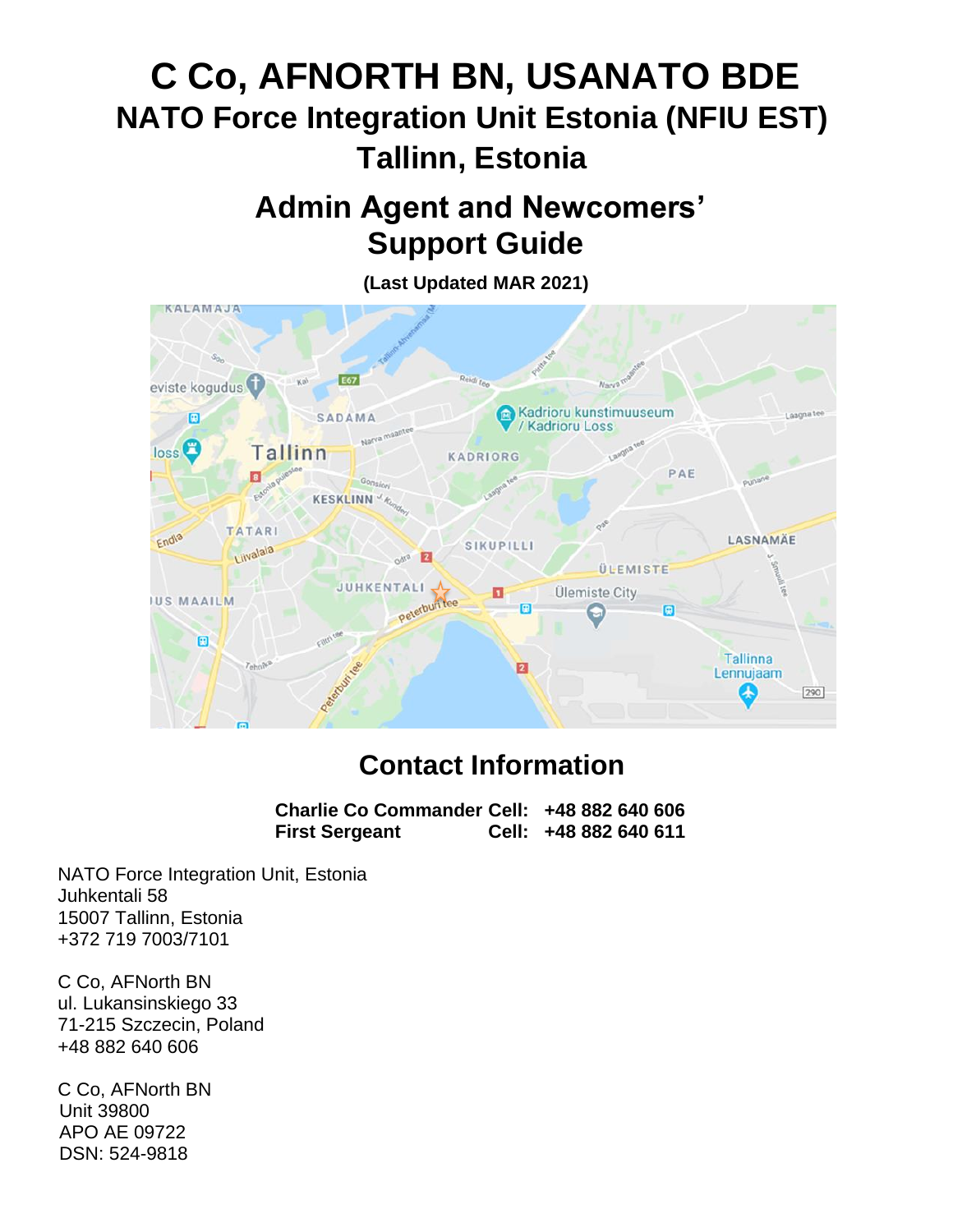# C Co, AFNORTH BN, USANATO BDE

## NATO Force Integration Unit Estonia (NFIU EST)

## Tallinn, Estonia

## Admin Agent and Newcomers' Support Guide

**(Last Updated MAR 2021)**

## Contact Information

| | | |
|---|---|---|
| **Charlie Co Commander** | **Cell:** | **+48 882 640 606** |
| **First Sergeant** | **Cell:** | **+48 882 640 611** |

NATO Force Integration Unit, Estonia
Juhkentali 58
15007 Tallinn, Estonia
+372 719 7003/7101

C Co, AFNorth BN
ul. Lukansinskiego 33
71-215 Szczecin, Poland
+48 882 640 606

C Co, AFNorth BN
Unit 39800
APO AE 09722
DSN: 524-9818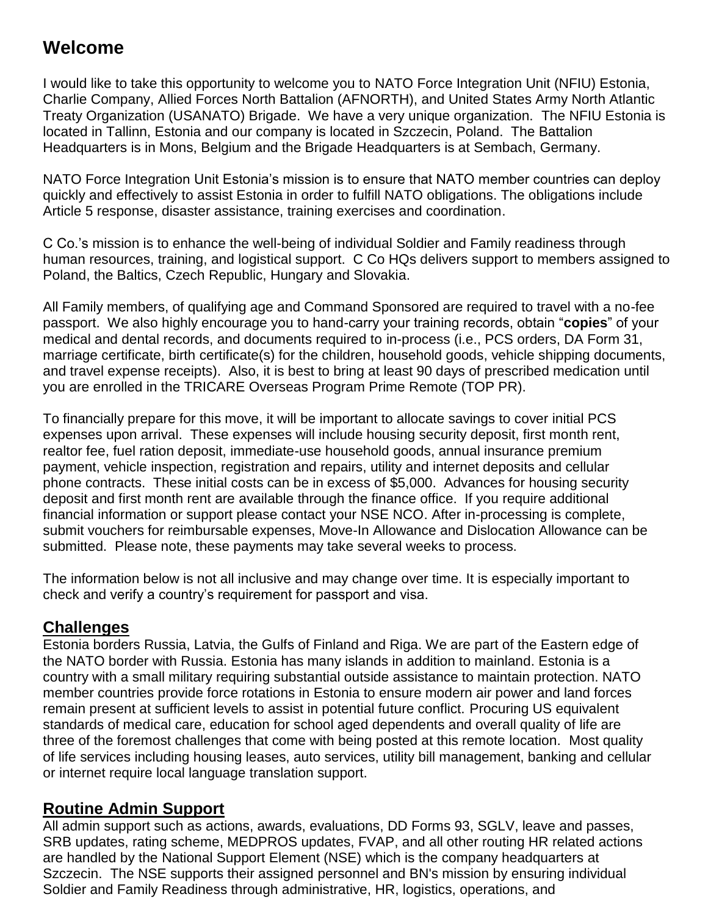## Welcome

I would like to take this opportunity to welcome you to NATO Force Integration Unit (NFIU) Estonia, Charlie Company, Allied Forces North Battalion (AFNORTH), and United States Army North Atlantic Treaty Organization (USANATO) Brigade. We have a very unique organization. The NFIU Estonia is located in Tallinn, Estonia and our company is located in Szczecin, Poland. The Battalion Headquarters is in Mons, Belgium and the Brigade Headquarters is at Sembach, Germany.

NATO Force Integration Unit Estonia's mission is to ensure that NATO member countries can deploy quickly and effectively to assist Estonia in order to fulfill NATO obligations. The obligations include Article 5 response, disaster assistance, training exercises and coordination.

C Co.'s mission is to enhance the well-being of individual Soldier and Family readiness through human resources, training, and logistical support. C Co HQs delivers support to members assigned to Poland, the Baltics, Czech Republic, Hungary and Slovakia.

All Family members, of qualifying age and Command Sponsored are required to travel with a no-fee passport. We also highly encourage you to hand-carry your training records, obtain "**copies**" of your medical and dental records, and documents required to in-process (i.e., PCS orders, DA Form 31, marriage certificate, birth certificate(s) for the children, household goods, vehicle shipping documents, and travel expense receipts). Also, it is best to bring at least 90 days of prescribed medication until you are enrolled in the TRICARE Overseas Program Prime Remote (TOP PR).

To financially prepare for this move, it will be important to allocate savings to cover initial PCS expenses upon arrival. These expenses will include housing security deposit, first month rent, realtor fee, fuel ration deposit, immediate-use household goods, annual insurance premium payment, vehicle inspection, registration and repairs, utility and internet deposits and cellular phone contracts. These initial costs can be in excess of $5,000. Advances for housing security deposit and first month rent are available through the finance office. If you require additional financial information or support please contact your NSE NCO. After in-processing is complete, submit vouchers for reimbursable expenses, Move-In Allowance and Dislocation Allowance can be submitted. Please note, these payments may take several weeks to process.

The information below is not all inclusive and may change over time. It is especially important to check and verify a country's requirement for passport and visa.

## Challenges

Estonia borders Russia, Latvia, the Gulfs of Finland and Riga. We are part of the Eastern edge of the NATO border with Russia. Estonia has many islands in addition to mainland. Estonia is a country with a small military requiring substantial outside assistance to maintain protection. NATO member countries provide force rotations in Estonia to ensure modern air power and land forces remain present at sufficient levels to assist in potential future conflict. Procuring US equivalent standards of medical care, education for school aged dependents and overall quality of life are three of the foremost challenges that come with being posted at this remote location. Most quality of life services including housing leases, auto services, utility bill management, banking and cellular or internet require local language translation support.

## Routine Admin Support

All admin support such as actions, awards, evaluations, DD Forms 93, SGLV, leave and passes, SRB updates, rating scheme, MEDPROS updates, FVAP, and all other routing HR related actions are handled by the National Support Element (NSE) which is the company headquarters at Szczecin. The NSE supports their assigned personnel and BN's mission by ensuring individual Soldier and Family Readiness through administrative, HR, logistics, operations, and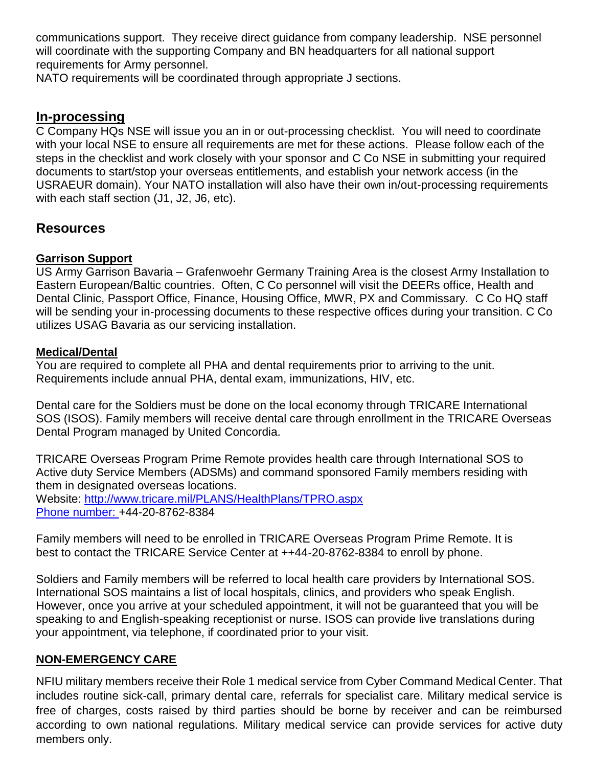communications support. They receive direct guidance from company leadership. NSE personnel will coordinate with the supporting Company and BN headquarters for all national support requirements for Army personnel.
NATO requirements will be coordinated through appropriate J sections.

## In-processing

C Company HQs NSE will issue you an in or out-processing checklist. You will need to coordinate with your local NSE to ensure all requirements are met for these actions. Please follow each of the steps in the checklist and work closely with your sponsor and C Co NSE in submitting your required documents to start/stop your overseas entitlements, and establish your network access (in the USRAEUR domain). Your NATO installation will also have their own in/out-processing requirements with each staff section (J1, J2, J6, etc).

## Resources

### Garrison Support

US Army Garrison Bavaria – Grafenwoehr Germany Training Area is the closest Army Installation to Eastern European/Baltic countries. Often, C Co personnel will visit the DEERs office, Health and Dental Clinic, Passport Office, Finance, Housing Office, MWR, PX and Commissary. C Co HQ staff will be sending your in-processing documents to these respective offices during your transition. C Co utilizes USAG Bavaria as our servicing installation.

### Medical/Dental

You are required to complete all PHA and dental requirements prior to arriving to the unit. Requirements include annual PHA, dental exam, immunizations, HIV, etc.

Dental care for the Soldiers must be done on the local economy through TRICARE International SOS (ISOS). Family members will receive dental care through enrollment in the TRICARE Overseas Dental Program managed by United Concordia.

TRICARE Overseas Program Prime Remote provides health care through International SOS to Active duty Service Members (ADSMs) and command sponsored Family members residing with them in designated overseas locations.
Website: http://www.tricare.mil/PLANS/HealthPlans/TPRO.aspx
Phone number: +44-20-8762-8384

Family members will need to be enrolled in TRICARE Overseas Program Prime Remote. It is best to contact the TRICARE Service Center at ++44-20-8762-8384 to enroll by phone.

Soldiers and Family members will be referred to local health care providers by International SOS. International SOS maintains a list of local hospitals, clinics, and providers who speak English. However, once you arrive at your scheduled appointment, it will not be guaranteed that you will be speaking to and English-speaking receptionist or nurse. ISOS can provide live translations during your appointment, via telephone, if coordinated prior to your visit.

### NON-EMERGENCY CARE

NFIU military members receive their Role 1 medical service from Cyber Command Medical Center. That includes routine sick-call, primary dental care, referrals for specialist care. Military medical service is free of charges, costs raised by third parties should be borne by receiver and can be reimbursed according to own national regulations. Military medical service can provide services for active duty members only.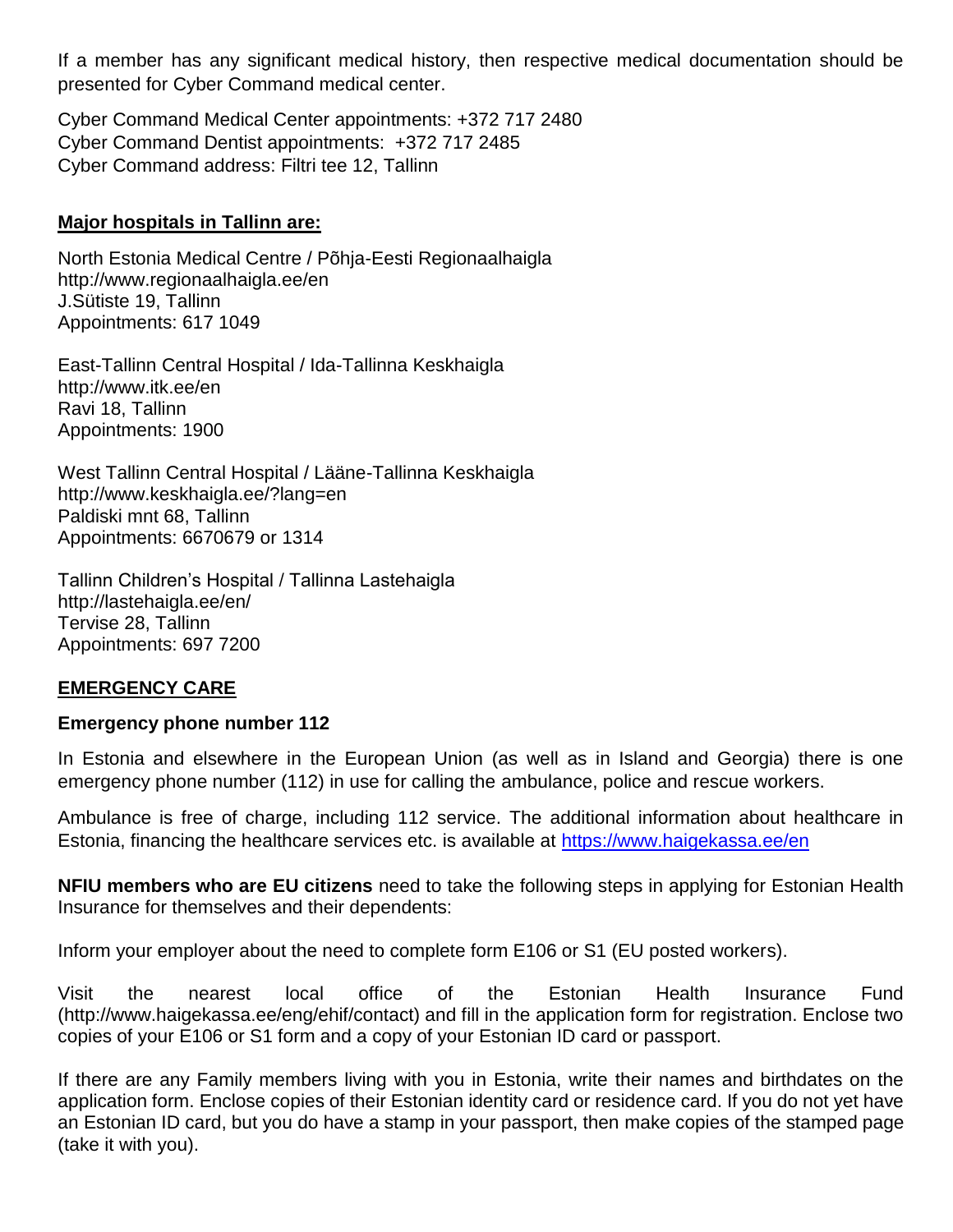If a member has any significant medical history, then respective medical documentation should be presented for Cyber Command medical center.

Cyber Command Medical Center appointments: +372 717 2480
Cyber Command Dentist appointments: +372 717 2485
Cyber Command address: Filtri tee 12, Tallinn

**Major hospitals in Tallinn are:**

North Estonia Medical Centre / Põhja-Eesti Regionaalhaigla
http://www.regionaalhaigla.ee/en
J.Sütiste 19, Tallinn
Appointments: 617 1049

East-Tallinn Central Hospital / Ida-Tallinna Keskhaigla
http://www.itk.ee/en
Ravi 18, Tallinn
Appointments: 1900

West Tallinn Central Hospital / Lääne-Tallinna Keskhaigla
http://www.keskhaigla.ee/?lang=en
Paldiski mnt 68, Tallinn
Appointments: 6670679 or 1314

Tallinn Children's Hospital / Tallinna Lastehaigla
http://lastehaigla.ee/en/
Tervise 28, Tallinn
Appointments: 697 7200

## EMERGENCY CARE

**Emergency phone number 112**

In Estonia and elsewhere in the European Union (as well as in Island and Georgia) there is one emergency phone number (112) in use for calling the ambulance, police and rescue workers.

Ambulance is free of charge, including 112 service. The additional information about healthcare in Estonia, financing the healthcare services etc. is available at https://www.haigekassa.ee/en

**NFIU members who are EU citizens** need to take the following steps in applying for Estonian Health Insurance for themselves and their dependents:

Inform your employer about the need to complete form E106 or S1 (EU posted workers).

Visit the nearest local office of the Estonian Health Insurance Fund (http://www.haigekassa.ee/eng/ehif/contact) and fill in the application form for registration. Enclose two copies of your E106 or S1 form and a copy of your Estonian ID card or passport.

If there are any Family members living with you in Estonia, write their names and birthdates on the application form. Enclose copies of their Estonian identity card or residence card. If you do not yet have an Estonian ID card, but you do have a stamp in your passport, then make copies of the stamped page (take it with you).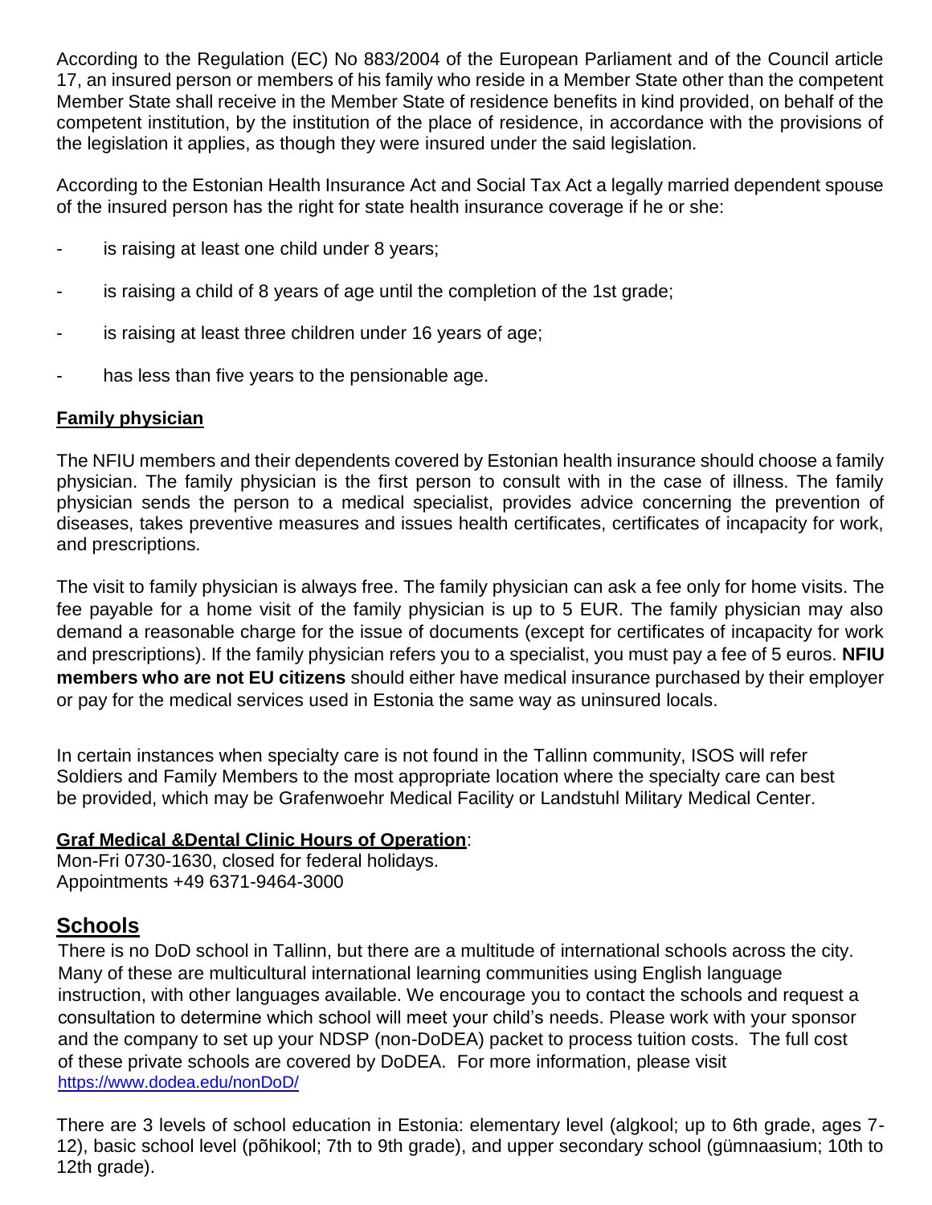According to the Regulation (EC) No 883/2004 of the European Parliament and of the Council article 17, an insured person or members of his family who reside in a Member State other than the competent Member State shall receive in the Member State of residence benefits in kind provided, on behalf of the competent institution, by the institution of the place of residence, in accordance with the provisions of the legislation it applies, as though they were insured under the said legislation.

According to the Estonian Health Insurance Act and Social Tax Act a legally married dependent spouse of the insured person has the right for state health insurance coverage if he or she:

- is raising at least one child under 8 years;
- is raising a child of 8 years of age until the completion of the 1st grade;
- is raising at least three children under 16 years of age;
- has less than five years to the pensionable age.

**Family physician**

The NFIU members and their dependents covered by Estonian health insurance should choose a family physician. The family physician is the first person to consult with in the case of illness. The family physician sends the person to a medical specialist, provides advice concerning the prevention of diseases, takes preventive measures and issues health certificates, certificates of incapacity for work, and prescriptions.

The visit to family physician is always free. The family physician can ask a fee only for home visits. The fee payable for a home visit of the family physician is up to 5 EUR. The family physician may also demand a reasonable charge for the issue of documents (except for certificates of incapacity for work and prescriptions). If the family physician refers you to a specialist, you must pay a fee of 5 euros. **NFIU members who are not EU citizens** should either have medical insurance purchased by their employer or pay for the medical services used in Estonia the same way as uninsured locals.

In certain instances when specialty care is not found in the Tallinn community, ISOS will refer Soldiers and Family Members to the most appropriate location where the specialty care can best be provided, which may be Grafenwoehr Medical Facility or Landstuhl Military Medical Center.

**Graf Medical &Dental Clinic Hours of Operation**:
Mon-Fri 0730-1630, closed for federal holidays.
Appointments +49 6371-9464-3000

## Schools

There is no DoD school in Tallinn, but there are a multitude of international schools across the city. Many of these are multicultural international learning communities using English language instruction, with other languages available. We encourage you to contact the schools and request a consultation to determine which school will meet your child's needs. Please work with your sponsor and the company to set up your NDSP (non-DoDEA) packet to process tuition costs. The full cost of these private schools are covered by DoDEA. For more information, please visit https://www.dodea.edu/nonDoD/

There are 3 levels of school education in Estonia: elementary level (algkool; up to 6th grade, ages 7-12), basic school level (põhikool; 7th to 9th grade), and upper secondary school (gümnaasium; 10th to 12th grade).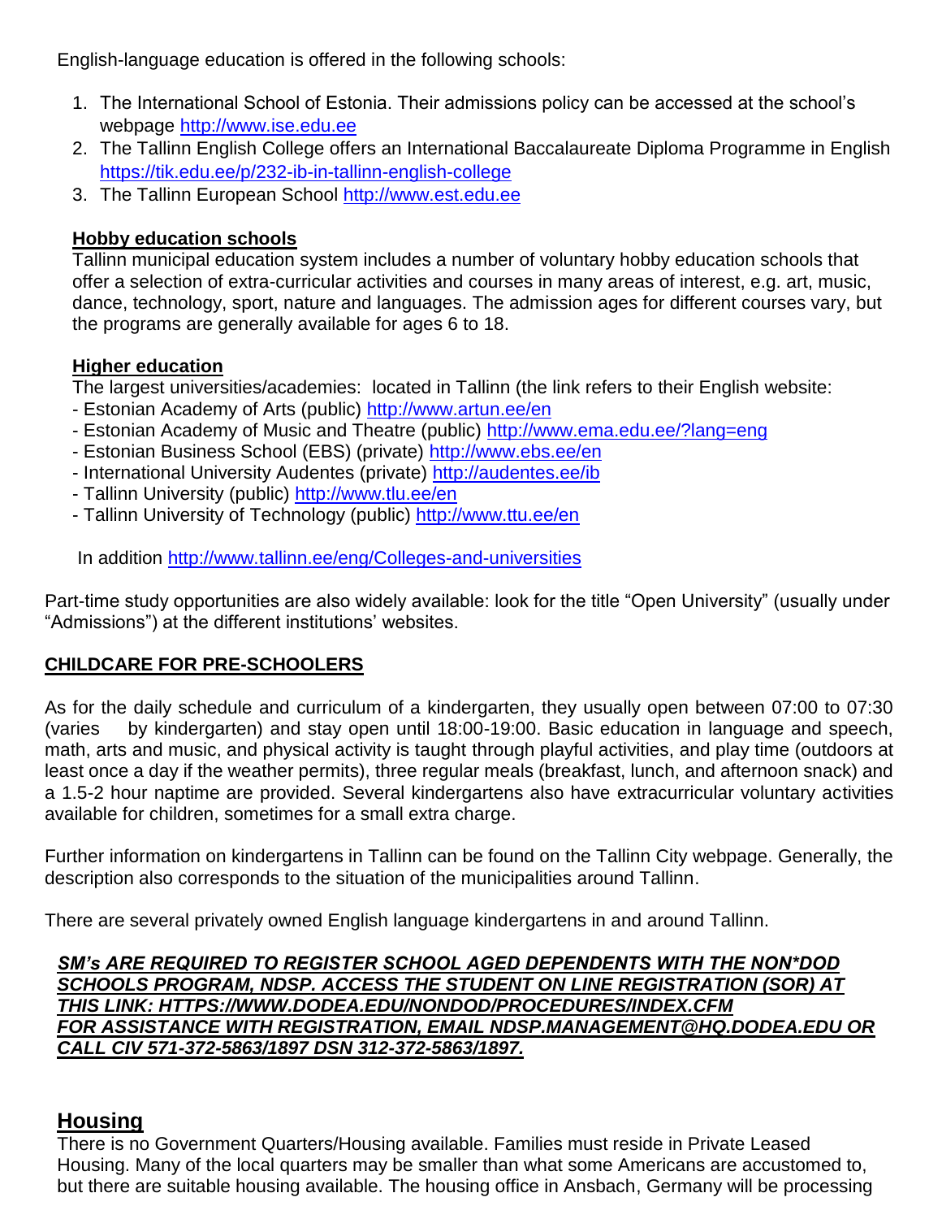English-language education is offered in the following schools:

1. The International School of Estonia. Their admissions policy can be accessed at the school's webpage http://www.ise.edu.ee
2. The Tallinn English College offers an International Baccalaureate Diploma Programme in English https://tik.edu.ee/p/232-ib-in-tallinn-english-college
3. The Tallinn European School http://www.est.edu.ee

**Hobby education schools**

Tallinn municipal education system includes a number of voluntary hobby education schools that offer a selection of extra-curricular activities and courses in many areas of interest, e.g. art, music, dance, technology, sport, nature and languages. The admission ages for different courses vary, but the programs are generally available for ages 6 to 18.

**Higher education**

The largest universities/academies: located in Tallinn (the link refers to their English website:

- Estonian Academy of Arts (public) http://www.artun.ee/en
- Estonian Academy of Music and Theatre (public) http://www.ema.edu.ee/?lang=eng
- Estonian Business School (EBS) (private) http://www.ebs.ee/en
- International University Audentes (private) http://audentes.ee/ib
- Tallinn University (public) http://www.tlu.ee/en
- Tallinn University of Technology (public) http://www.ttu.ee/en

In addition http://www.tallinn.ee/eng/Colleges-and-universities

Part-time study opportunities are also widely available: look for the title "Open University" (usually under "Admissions") at the different institutions' websites.

## CHILDCARE FOR PRE-SCHOOLERS

As for the daily schedule and curriculum of a kindergarten, they usually open between 07:00 to 07:30 (varies by kindergarten) and stay open until 18:00-19:00. Basic education in language and speech, math, arts and music, and physical activity is taught through playful activities, and play time (outdoors at least once a day if the weather permits), three regular meals (breakfast, lunch, and afternoon snack) and a 1.5-2 hour naptime are provided. Several kindergartens also have extracurricular voluntary activities available for children, sometimes for a small extra charge.

Further information on kindergartens in Tallinn can be found on the Tallinn City webpage. Generally, the description also corresponds to the situation of the municipalities around Tallinn.

There are several privately owned English language kindergartens in and around Tallinn.

***SM's ARE REQUIRED TO REGISTER SCHOOL AGED DEPENDENTS WITH THE NON*DOD SCHOOLS PROGRAM, NDSP. ACCESS THE STUDENT ON LINE REGISTRATION (SOR) AT THIS LINK: HTTPS://WWW.DODEA.EDU/NONDOD/PROCEDURES/INDEX.CFM***
***FOR ASSISTANCE WITH REGISTRATION, EMAIL NDSP.MANAGEMENT@HQ.DODEA.EDU OR CALL CIV 571-372-5863/1897 DSN 312-372-5863/1897.***

## Housing

There is no Government Quarters/Housing available. Families must reside in Private Leased Housing. Many of the local quarters may be smaller than what some Americans are accustomed to, but there are suitable housing available. The housing office in Ansbach, Germany will be processing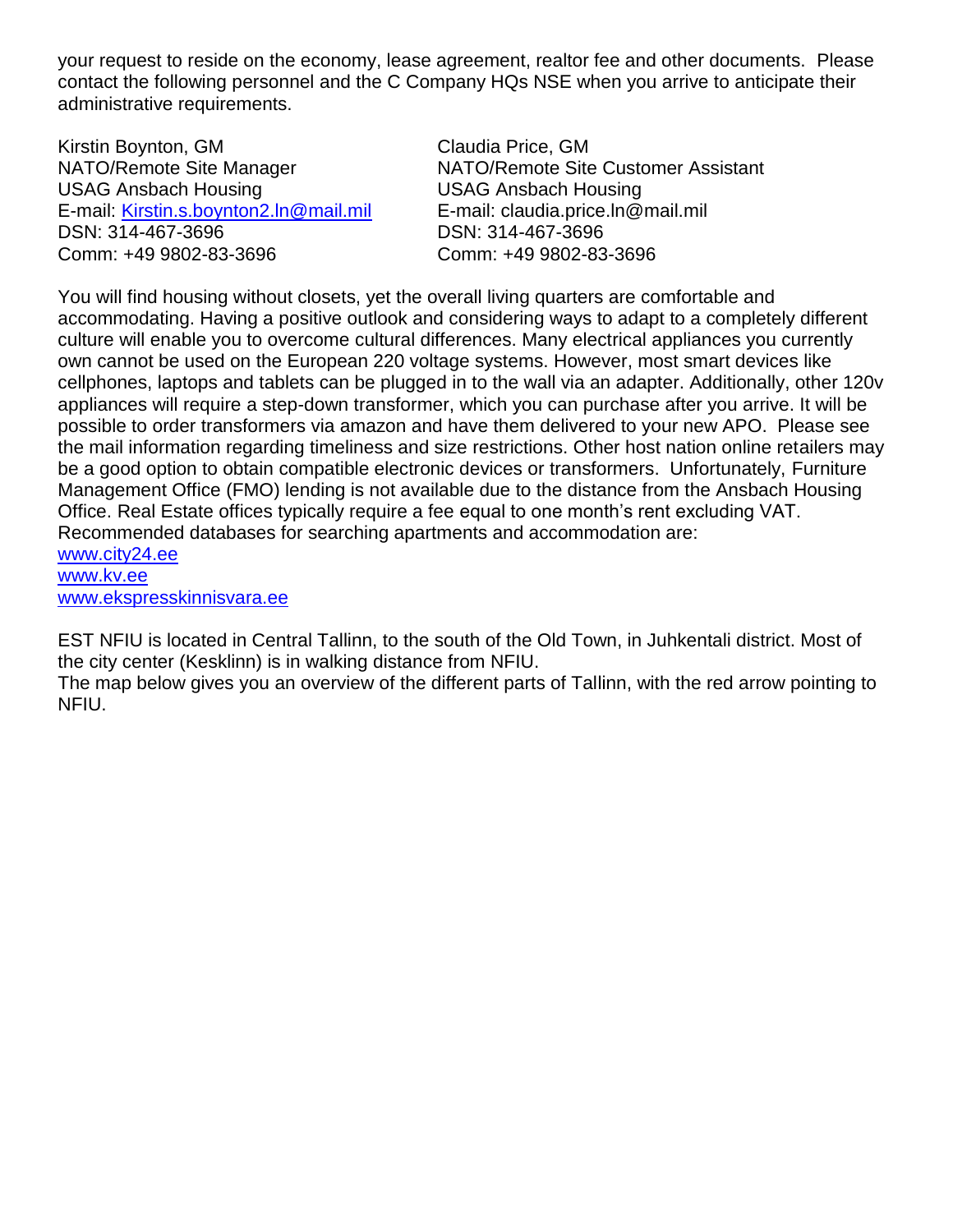your request to reside on the economy, lease agreement, realtor fee and other documents. Please contact the following personnel and the C Company HQs NSE when you arrive to anticipate their administrative requirements.

Kirstin Boynton, GM
NATO/Remote Site Manager
USAG Ansbach Housing
E-mail: [Kirstin.s.boynton2.ln@mail.mil](mailto:Kirstin.s.boynton2.ln@mail.mil)
DSN: 314-467-3696
Comm: +49 9802-83-3696

Claudia Price, GM
NATO/Remote Site Customer Assistant
USAG Ansbach Housing
E-mail: claudia.price.ln@mail.mil
DSN: 314-467-3696
Comm: +49 9802-83-3696

You will find housing without closets, yet the overall living quarters are comfortable and accommodating. Having a positive outlook and considering ways to adapt to a completely different culture will enable you to overcome cultural differences. Many electrical appliances you currently own cannot be used on the European 220 voltage systems. However, most smart devices like cellphones, laptops and tablets can be plugged in to the wall via an adapter. Additionally, other 120v appliances will require a step-down transformer, which you can purchase after you arrive. It will be possible to order transformers via amazon and have them delivered to your new APO. Please see the mail information regarding timeliness and size restrictions. Other host nation online retailers may be a good option to obtain compatible electronic devices or transformers. Unfortunately, Furniture Management Office (FMO) lending is not available due to the distance from the Ansbach Housing Office. Real Estate offices typically require a fee equal to one month's rent excluding VAT. Recommended databases for searching apartments and accommodation are:
[www.city24.ee](http://www.city24.ee)
[www.kv.ee](http://www.kv.ee)
[www.ekspresskinnisvara.ee](http://www.ekspresskinnisvara.ee)

EST NFIU is located in Central Tallinn, to the south of the Old Town, in Juhkentali district. Most of the city center (Kesklinn) is in walking distance from NFIU.
The map below gives you an overview of the different parts of Tallinn, with the red arrow pointing to NFIU.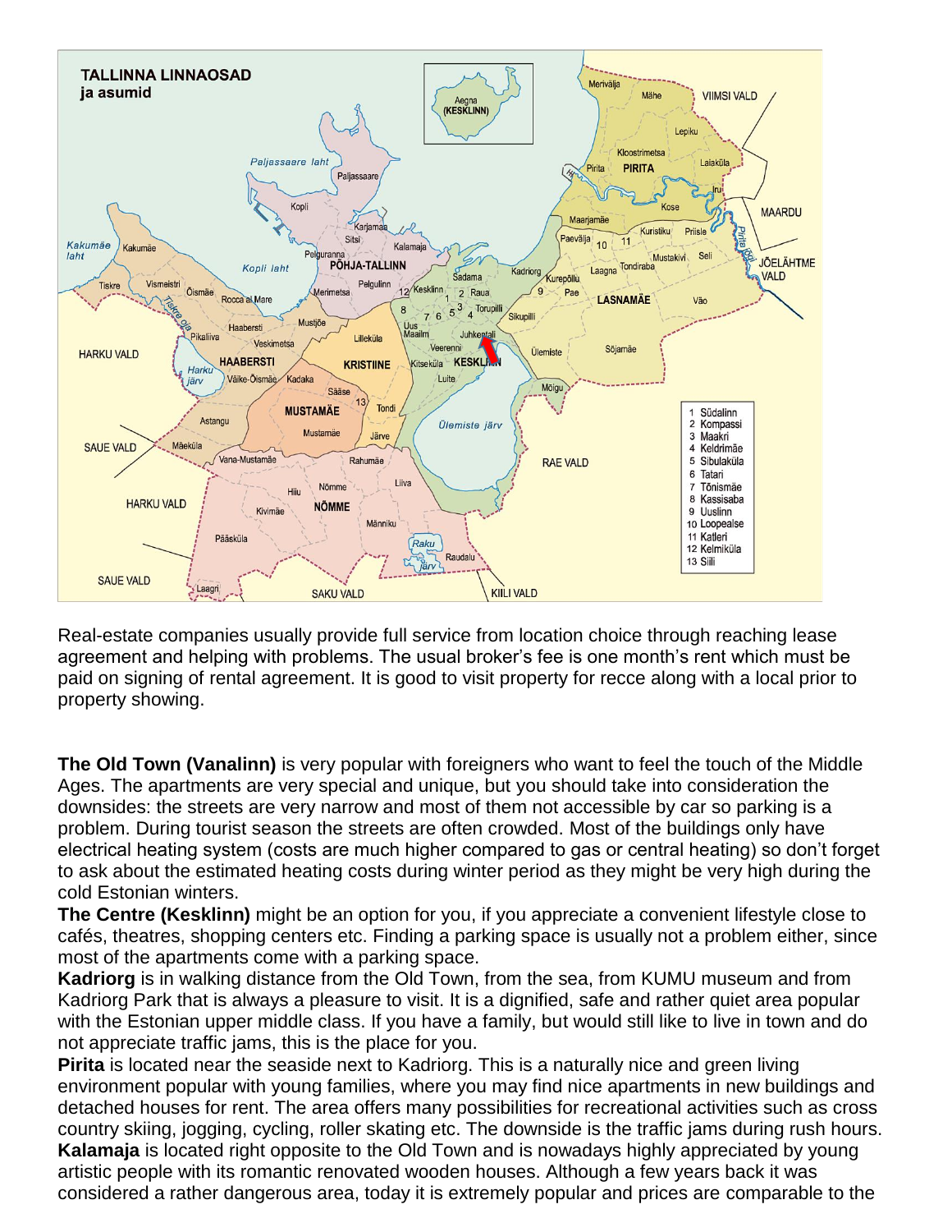Real-estate companies usually provide full service from location choice through reaching lease agreement and helping with problems. The usual broker's fee is one month's rent which must be paid on signing of rental agreement. It is good to visit property for recce along with a local prior to property showing.

**The Old Town (Vanalinn)** is very popular with foreigners who want to feel the touch of the Middle Ages. The apartments are very special and unique, but you should take into consideration the downsides: the streets are very narrow and most of them not accessible by car so parking is a problem. During tourist season the streets are often crowded. Most of the buildings only have electrical heating system (costs are much higher compared to gas or central heating) so don't forget to ask about the estimated heating costs during winter period as they might be very high during the cold Estonian winters.

**The Centre (Kesklinn)** might be an option for you, if you appreciate a convenient lifestyle close to cafés, theatres, shopping centers etc. Finding a parking space is usually not a problem either, since most of the apartments come with a parking space.

**Kadriorg** is in walking distance from the Old Town, from the sea, from KUMU museum and from Kadriorg Park that is always a pleasure to visit. It is a dignified, safe and rather quiet area popular with the Estonian upper middle class. If you have a family, but would still like to live in town and do not appreciate traffic jams, this is the place for you.

**Pirita** is located near the seaside next to Kadriorg. This is a naturally nice and green living environment popular with young families, where you may find nice apartments in new buildings and detached houses for rent. The area offers many possibilities for recreational activities such as cross country skiing, jogging, cycling, roller skating etc. The downside is the traffic jams during rush hours.

**Kalamaja** is located right opposite to the Old Town and is nowadays highly appreciated by young artistic people with its romantic renovated wooden houses. Although a few years back it was considered a rather dangerous area, today it is extremely popular and prices are comparable to the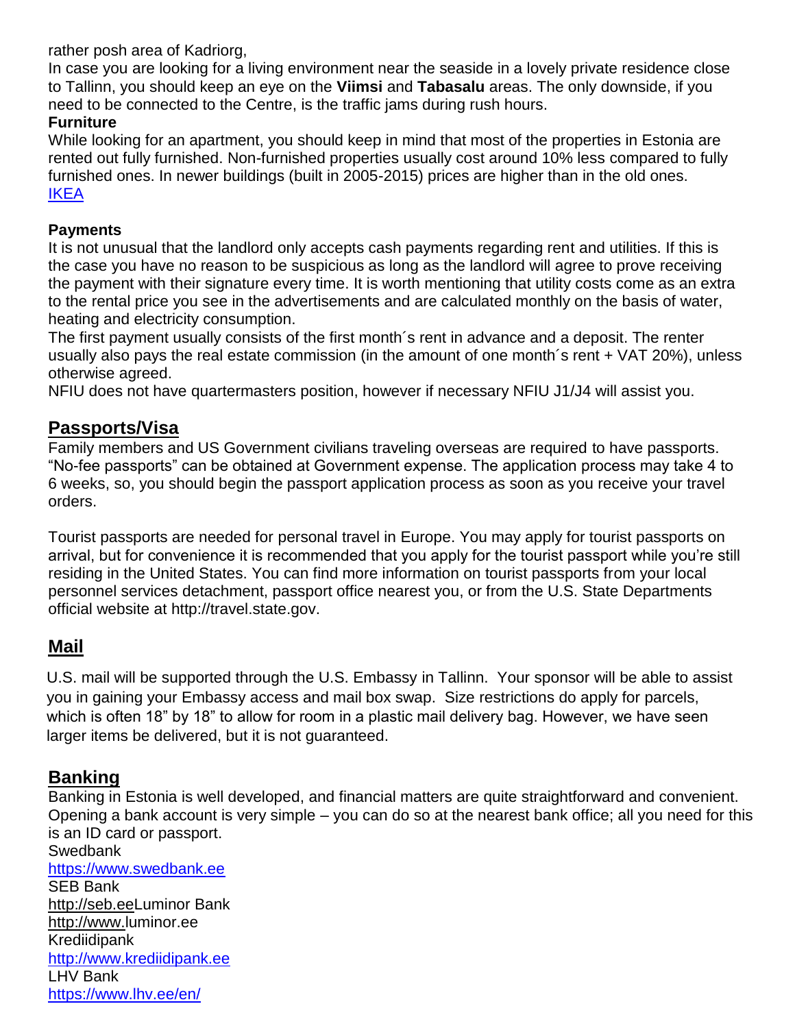rather posh area of Kadriorg,

In case you are looking for a living environment near the seaside in a lovely private residence close to Tallinn, you should keep an eye on the **Viimsi** and **Tabasalu** areas. The only downside, if you need to be connected to the Centre, is the traffic jams during rush hours.

**Furniture**

While looking for an apartment, you should keep in mind that most of the properties in Estonia are rented out fully furnished. Non-furnished properties usually cost around 10% less compared to fully furnished ones. In newer buildings (built in 2005-2015) prices are higher than in the old ones.

IKEA

**Payments**

It is not unusual that the landlord only accepts cash payments regarding rent and utilities. If this is the case you have no reason to be suspicious as long as the landlord will agree to prove receiving the payment with their signature every time. It is worth mentioning that utility costs come as an extra to the rental price you see in the advertisements and are calculated monthly on the basis of water, heating and electricity consumption.

The first payment usually consists of the first month´s rent in advance and a deposit. The renter usually also pays the real estate commission (in the amount of one month´s rent + VAT 20%), unless otherwise agreed.

NFIU does not have quartermasters position, however if necessary NFIU J1/J4 will assist you.

## Passports/Visa

Family members and US Government civilians traveling overseas are required to have passports. "No-fee passports" can be obtained at Government expense. The application process may take 4 to 6 weeks, so, you should begin the passport application process as soon as you receive your travel orders.

Tourist passports are needed for personal travel in Europe. You may apply for tourist passports on arrival, but for convenience it is recommended that you apply for the tourist passport while you're still residing in the United States. You can find more information on tourist passports from your local personnel services detachment, passport office nearest you, or from the U.S. State Departments official website at http://travel.state.gov.

## Mail

U.S. mail will be supported through the U.S. Embassy in Tallinn. Your sponsor will be able to assist you in gaining your Embassy access and mail box swap. Size restrictions do apply for parcels, which is often 18" by 18" to allow for room in a plastic mail delivery bag. However, we have seen larger items be delivered, but it is not guaranteed.

## Banking

Banking in Estonia is well developed, and financial matters are quite straightforward and convenient. Opening a bank account is very simple – you can do so at the nearest bank office; all you need for this is an ID card or passport.

Swedbank
https://www.swedbank.ee
SEB Bank
http://seb.eeLuminor Bank
http://www.luminor.ee
Krediidipank
http://www.krediidipank.ee
LHV Bank
https://www.lhv.ee/en/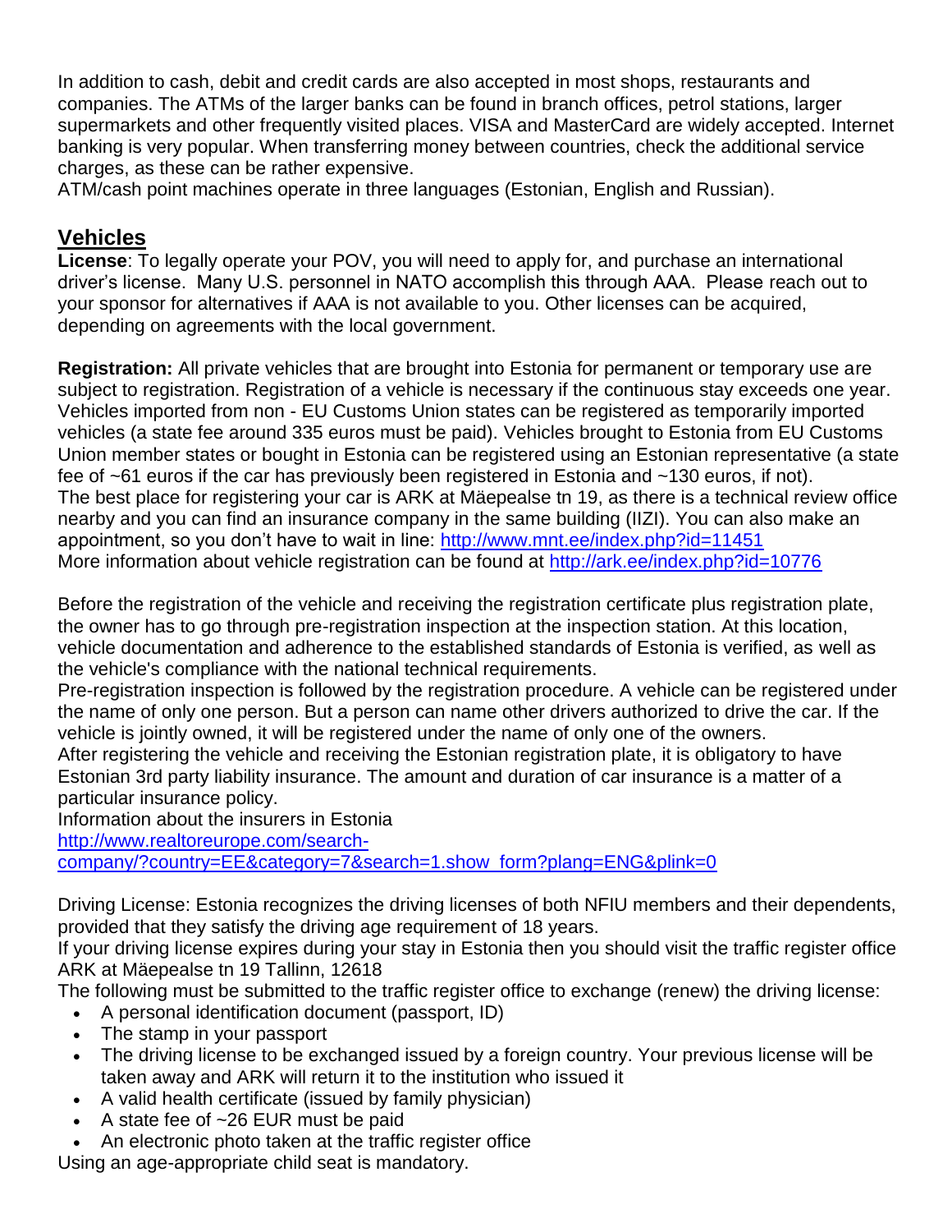In addition to cash, debit and credit cards are also accepted in most shops, restaurants and companies. The ATMs of the larger banks can be found in branch offices, petrol stations, larger supermarkets and other frequently visited places. VISA and MasterCard are widely accepted. Internet banking is very popular. When transferring money between countries, check the additional service charges, as these can be rather expensive.
ATM/cash point machines operate in three languages (Estonian, English and Russian).

## Vehicles

**License**: To legally operate your POV, you will need to apply for, and purchase an international driver's license. Many U.S. personnel in NATO accomplish this through AAA. Please reach out to your sponsor for alternatives if AAA is not available to you. Other licenses can be acquired, depending on agreements with the local government.

**Registration:** All private vehicles that are brought into Estonia for permanent or temporary use are subject to registration. Registration of a vehicle is necessary if the continuous stay exceeds one year. Vehicles imported from non - EU Customs Union states can be registered as temporarily imported vehicles (a state fee around 335 euros must be paid). Vehicles brought to Estonia from EU Customs Union member states or bought in Estonia can be registered using an Estonian representative (a state fee of ~61 euros if the car has previously been registered in Estonia and ~130 euros, if not).
The best place for registering your car is ARK at Mäepealse tn 19, as there is a technical review office nearby and you can find an insurance company in the same building (IIZI). You can also make an appointment, so you don't have to wait in line: [http://www.mnt.ee/index.php?id=11451](http://www.mnt.ee/index.php?id=11451)
More information about vehicle registration can be found at [http://ark.ee/index.php?id=10776](http://ark.ee/index.php?id=10776)

Before the registration of the vehicle and receiving the registration certificate plus registration plate, the owner has to go through pre-registration inspection at the inspection station. At this location, vehicle documentation and adherence to the established standards of Estonia is verified, as well as the vehicle's compliance with the national technical requirements.
Pre-registration inspection is followed by the registration procedure. A vehicle can be registered under the name of only one person. But a person can name other drivers authorized to drive the car. If the vehicle is jointly owned, it will be registered under the name of only one of the owners.
After registering the vehicle and receiving the Estonian registration plate, it is obligatory to have Estonian 3rd party liability insurance. The amount and duration of car insurance is a matter of a particular insurance policy.
Information about the insurers in Estonia
[http://www.realtoreurope.com/search-company/?country=EE&category=7&search=1.show_form?plang=ENG&plink=0](http://www.realtoreurope.com/search-company/?country=EE&category=7&search=1.show_form?plang=ENG&plink=0)

Driving License: Estonia recognizes the driving licenses of both NFIU members and their dependents, provided that they satisfy the driving age requirement of 18 years.
If your driving license expires during your stay in Estonia then you should visit the traffic register office ARK at Mäepealse tn 19 Tallinn, 12618
The following must be submitted to the traffic register office to exchange (renew) the driving license:

- A personal identification document (passport, ID)
- The stamp in your passport
- The driving license to be exchanged issued by a foreign country. Your previous license will be taken away and ARK will return it to the institution who issued it
- A valid health certificate (issued by family physician)
- A state fee of ~26 EUR must be paid
- An electronic photo taken at the traffic register office

Using an age-appropriate child seat is mandatory.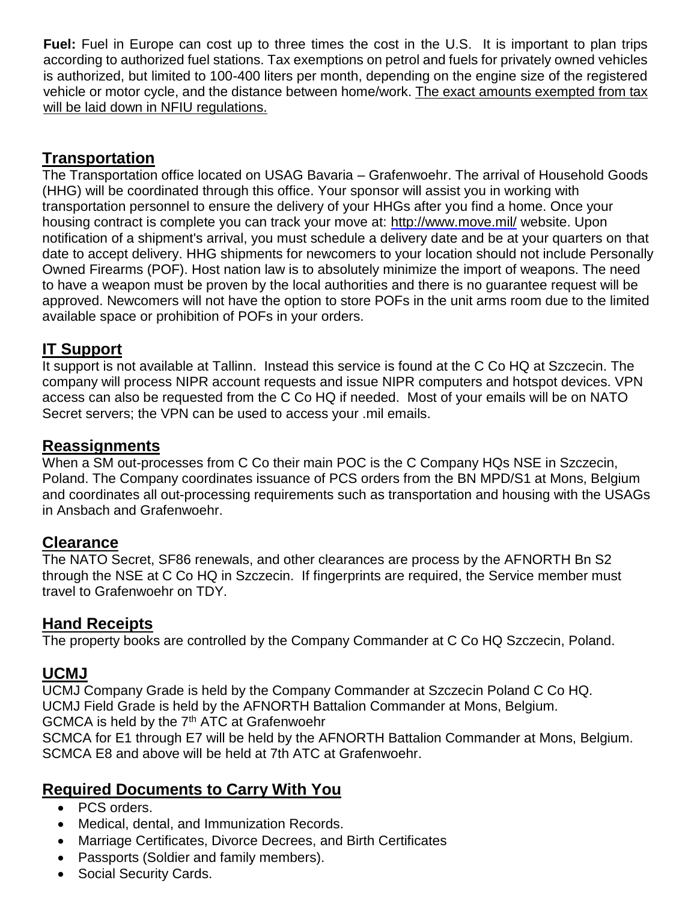**Fuel:** Fuel in Europe can cost up to three times the cost in the U.S. It is important to plan trips according to authorized fuel stations. Tax exemptions on petrol and fuels for privately owned vehicles is authorized, but limited to 100-400 liters per month, depending on the engine size of the registered vehicle or motor cycle, and the distance between home/work. The exact amounts exempted from tax will be laid down in NFIU regulations.

## Transportation

The Transportation office located on USAG Bavaria – Grafenwoehr. The arrival of Household Goods (HHG) will be coordinated through this office. Your sponsor will assist you in working with transportation personnel to ensure the delivery of your HHGs after you find a home. Once your housing contract is complete you can track your move at: http://www.move.mil/ website. Upon notification of a shipment's arrival, you must schedule a delivery date and be at your quarters on that date to accept delivery. HHG shipments for newcomers to your location should not include Personally Owned Firearms (POF). Host nation law is to absolutely minimize the import of weapons. The need to have a weapon must be proven by the local authorities and there is no guarantee request will be approved. Newcomers will not have the option to store POFs in the unit arms room due to the limited available space or prohibition of POFs in your orders.

## IT Support

It support is not available at Tallinn. Instead this service is found at the C Co HQ at Szczecin. The company will process NIPR account requests and issue NIPR computers and hotspot devices. VPN access can also be requested from the C Co HQ if needed. Most of your emails will be on NATO Secret servers; the VPN can be used to access your .mil emails.

## Reassignments

When a SM out-processes from C Co their main POC is the C Company HQs NSE in Szczecin, Poland. The Company coordinates issuance of PCS orders from the BN MPD/S1 at Mons, Belgium and coordinates all out-processing requirements such as transportation and housing with the USAGs in Ansbach and Grafenwoehr.

## Clearance

The NATO Secret, SF86 renewals, and other clearances are process by the AFNORTH Bn S2 through the NSE at C Co HQ in Szczecin. If fingerprints are required, the Service member must travel to Grafenwoehr on TDY.

## Hand Receipts

The property books are controlled by the Company Commander at C Co HQ Szczecin, Poland.

## UCMJ

UCMJ Company Grade is held by the Company Commander at Szczecin Poland C Co HQ.
UCMJ Field Grade is held by the AFNORTH Battalion Commander at Mons, Belgium.
GCMCA is held by the 7th ATC at Grafenwoehr
SCMCA for E1 through E7 will be held by the AFNORTH Battalion Commander at Mons, Belgium.
SCMCA E8 and above will be held at 7th ATC at Grafenwoehr.

## Required Documents to Carry With You

- PCS orders.
- Medical, dental, and Immunization Records.
- Marriage Certificates, Divorce Decrees, and Birth Certificates
- Passports (Soldier and family members).
- Social Security Cards.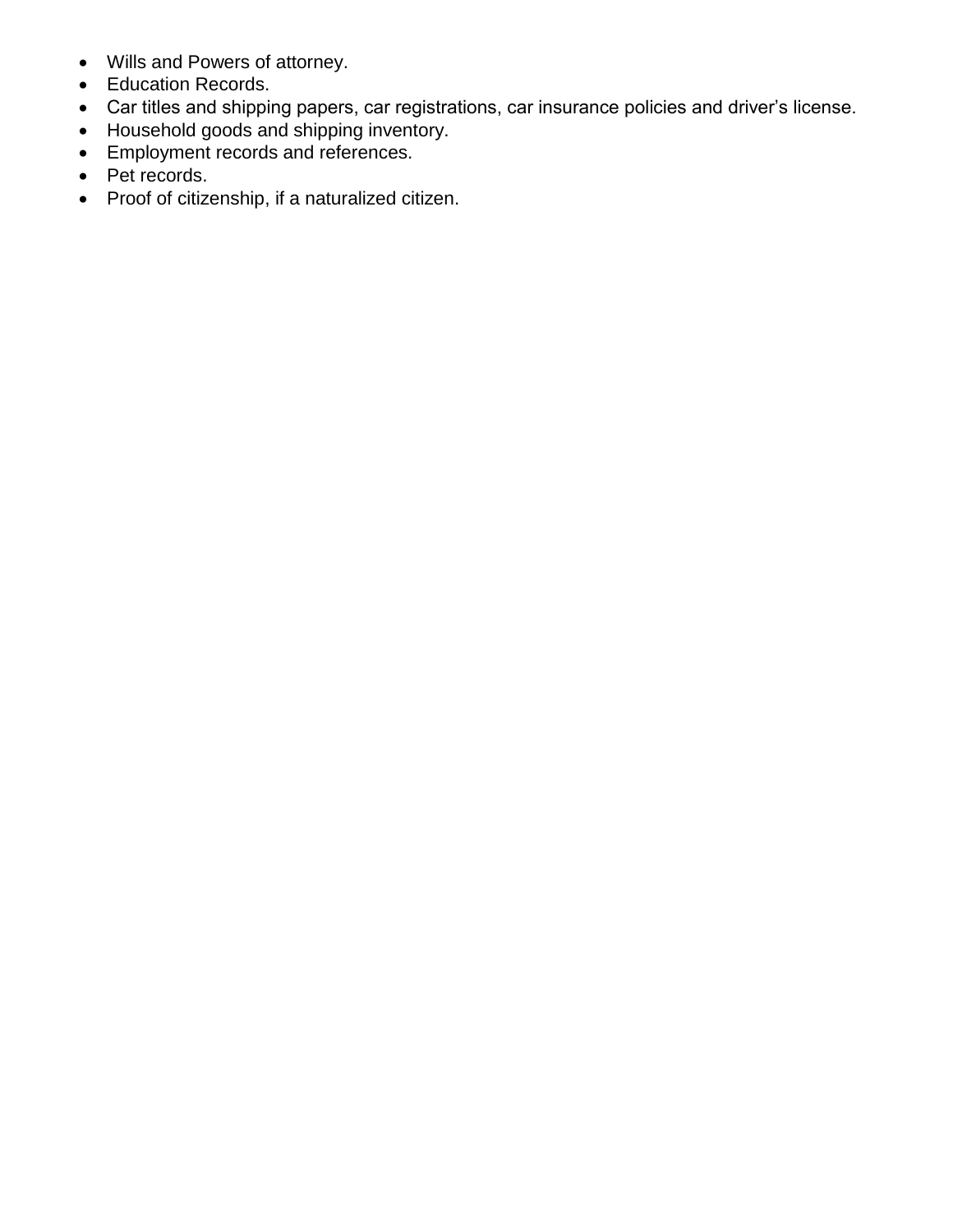- Wills and Powers of attorney.
- Education Records.
- Car titles and shipping papers, car registrations, car insurance policies and driver's license.
- Household goods and shipping inventory.
- Employment records and references.
- Pet records.
- Proof of citizenship, if a naturalized citizen.